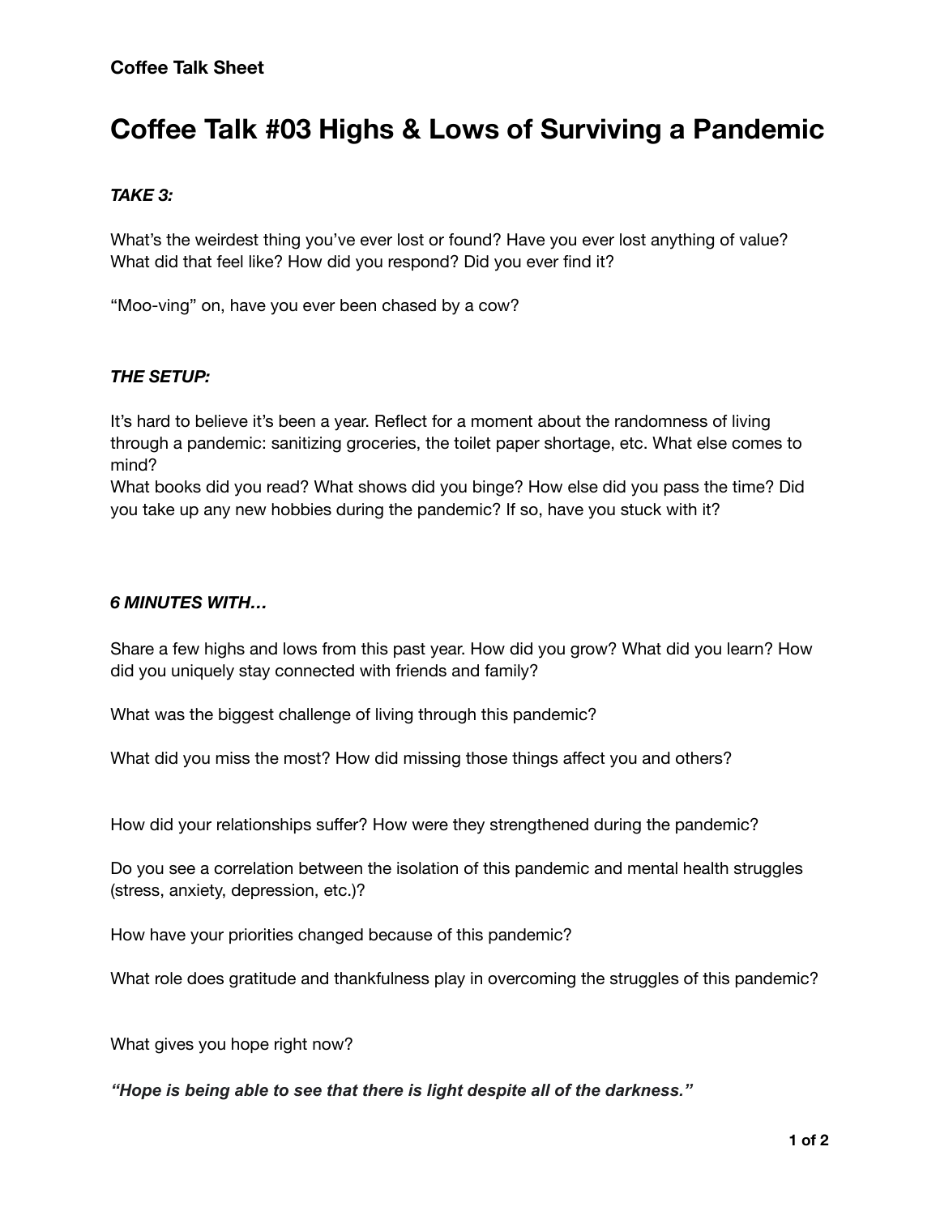**Coffee Talk Sheet**

# Coffee Talk #03 Highs & Lows of Surviving a Pandemic

***TAKE 3:***

What's the weirdest thing you've ever lost or found? Have you ever lost anything of value? What did that feel like? How did you respond? Did you ever find it?

"Moo-ving" on, have you ever been chased by a cow?

***THE SETUP:***

It's hard to believe it's been a year. Reflect for a moment about the randomness of living through a pandemic: sanitizing groceries, the toilet paper shortage, etc. What else comes to mind?
What books did you read? What shows did you binge? How else did you pass the time? Did you take up any new hobbies during the pandemic? If so, have you stuck with it?

***6 MINUTES WITH…***

Share a few highs and lows from this past year. How did you grow? What did you learn? How did you uniquely stay connected with friends and family?

What was the biggest challenge of living through this pandemic?

What did you miss the most? How did missing those things affect you and others?

How did your relationships suffer? How were they strengthened during the pandemic?

Do you see a correlation between the isolation of this pandemic and mental health struggles (stress, anxiety, depression, etc.)?

How have your priorities changed because of this pandemic?

What role does gratitude and thankfulness play in overcoming the struggles of this pandemic?

What gives you hope right now?

***"Hope is being able to see that there is light despite all of the darkness."***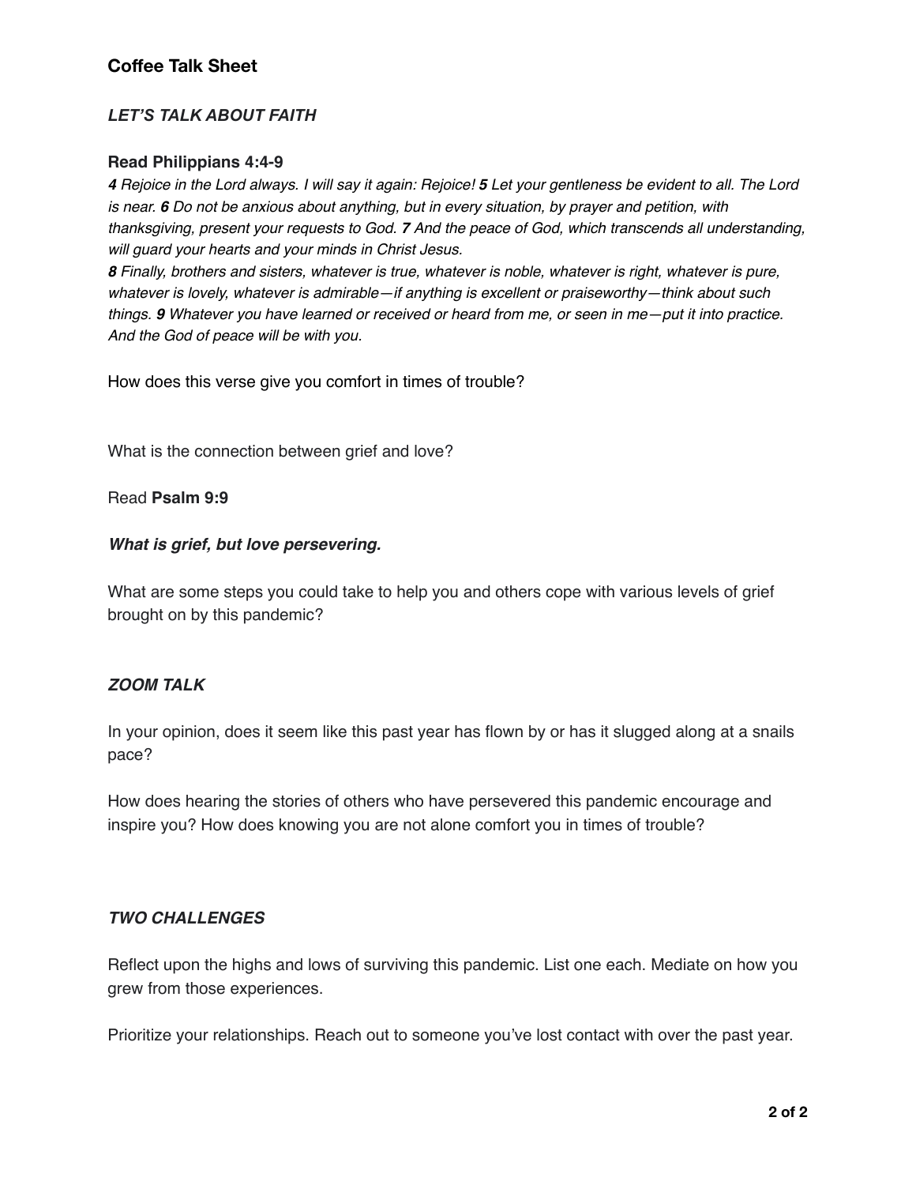## Coffee Talk Sheet

### *LET'S TALK ABOUT FAITH*

**Read Philippians 4:4-9**

***4*** *Rejoice in the Lord always. I will say it again: Rejoice!* ***5*** *Let your gentleness be evident to all. The Lord is near.* ***6*** *Do not be anxious about anything, but in every situation, by prayer and petition, with thanksgiving, present your requests to God.* ***7*** *And the peace of God, which transcends all understanding, will guard your hearts and your minds in Christ Jesus.*

***8*** *Finally, brothers and sisters, whatever is true, whatever is noble, whatever is right, whatever is pure, whatever is lovely, whatever is admirable—if anything is excellent or praiseworthy—think about such things.* ***9*** *Whatever you have learned or received or heard from me, or seen in me—put it into practice. And the God of peace will be with you.*

How does this verse give you comfort in times of trouble?

What is the connection between grief and love?

Read **Psalm 9:9**

***What is grief, but love persevering.***

What are some steps you could take to help you and others cope with various levels of grief brought on by this pandemic?

### *ZOOM TALK*

In your opinion, does it seem like this past year has flown by or has it slugged along at a snails pace?

How does hearing the stories of others who have persevered this pandemic encourage and inspire you? How does knowing you are not alone comfort you in times of trouble?

### *TWO CHALLENGES*

Reflect upon the highs and lows of surviving this pandemic. List one each. Mediate on how you grew from those experiences.

Prioritize your relationships. Reach out to someone you've lost contact with over the past year.